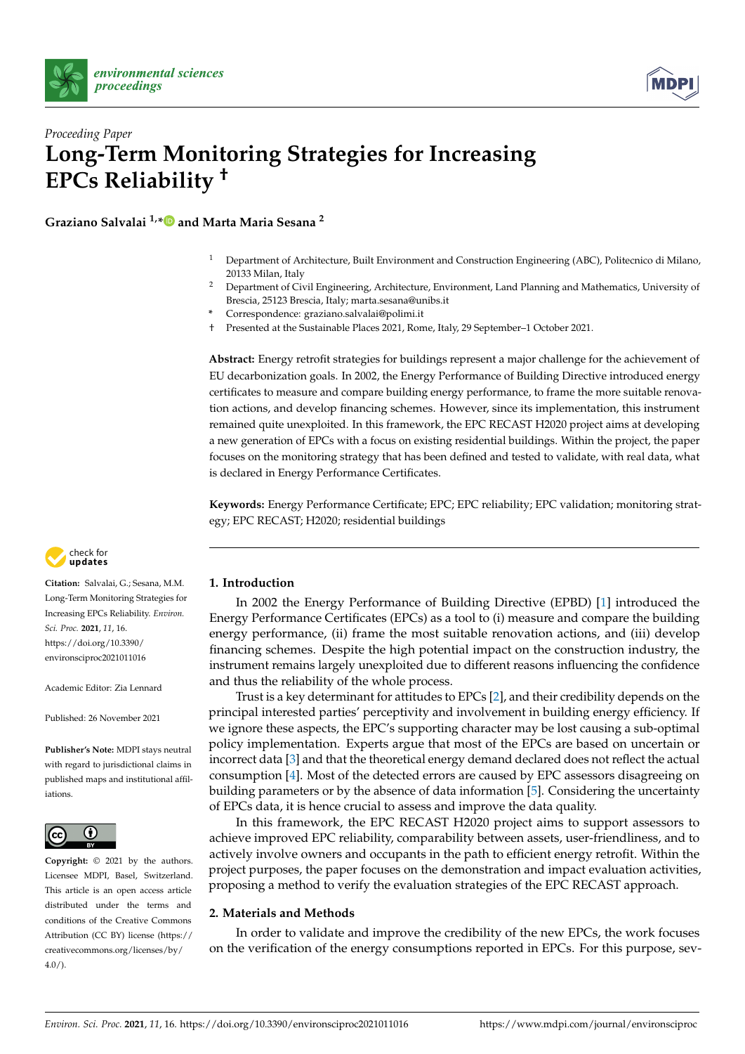*Proceeding Paper*

# Long-Term Monitoring Strategies for Increasing EPCs Reliability †

**Graziano Salvalai [1,*] and Marta Maria Sesana [2]**

[1] Department of Architecture, Built Environment and Construction Engineering (ABC), Politecnico di Milano, 20133 Milan, Italy

[2] Department of Civil Engineering, Architecture, Environment, Land Planning and Mathematics, University of Brescia, 25123 Brescia, Italy; marta.sesana@unibs.it

\* Correspondence: graziano.salvalai@polimi.it

† Presented at the Sustainable Places 2021, Rome, Italy, 29 September–1 October 2021.

**Abstract:** Energy retrofit strategies for buildings represent a major challenge for the achievement of EU decarbonization goals. In 2002, the Energy Performance of Building Directive introduced energy certificates to measure and compare building energy performance, to frame the more suitable renovation actions, and develop financing schemes. However, since its implementation, this instrument remained quite unexploited. In this framework, the EPC RECAST H2020 project aims at developing a new generation of EPCs with a focus on existing residential buildings. Within the project, the paper focuses on the monitoring strategy that has been defined and tested to validate, with real data, what is declared in Energy Performance Certificates.

**Keywords:** Energy Performance Certificate; EPC; EPC reliability; EPC validation; monitoring strategy; EPC RECAST; H2020; residential buildings

**Citation:** Salvalai, G.; Sesana, M.M. Long-Term Monitoring Strategies for Increasing EPCs Reliability. *Environ. Sci. Proc.* **2021**, *11*, 16. https://doi.org/10.3390/environsciproc2021011016

Academic Editor: Zia Lennard

Published: 26 November 2021

**Publisher's Note:** MDPI stays neutral with regard to jurisdictional claims in published maps and institutional affiliations.

**Copyright:** © 2021 by the authors. Licensee MDPI, Basel, Switzerland. This article is an open access article distributed under the terms and conditions of the Creative Commons Attribution (CC BY) license (https://creativecommons.org/licenses/by/4.0/).

## 1. Introduction

In 2002 the Energy Performance of Building Directive (EPBD) [1] introduced the Energy Performance Certificates (EPCs) as a tool to (i) measure and compare the building energy performance, (ii) frame the most suitable renovation actions, and (iii) develop financing schemes. Despite the high potential impact on the construction industry, the instrument remains largely unexploited due to different reasons influencing the confidence and thus the reliability of the whole process.

Trust is a key determinant for attitudes to EPCs [2], and their credibility depends on the principal interested parties' perceptivity and involvement in building energy efficiency. If we ignore these aspects, the EPC's supporting character may be lost causing a sub-optimal policy implementation. Experts argue that most of the EPCs are based on uncertain or incorrect data [3] and that the theoretical energy demand declared does not reflect the actual consumption [4]. Most of the detected errors are caused by EPC assessors disagreeing on building parameters or by the absence of data information [5]. Considering the uncertainty of EPCs data, it is hence crucial to assess and improve the data quality.

In this framework, the EPC RECAST H2020 project aims to support assessors to achieve improved EPC reliability, comparability between assets, user-friendliness, and to actively involve owners and occupants in the path to efficient energy retrofit. Within the project purposes, the paper focuses on the demonstration and impact evaluation activities, proposing a method to verify the evaluation strategies of the EPC RECAST approach.

## 2. Materials and Methods

In order to validate and improve the credibility of the new EPCs, the work focuses on the verification of the energy consumptions reported in EPCs. For this purpose, sev-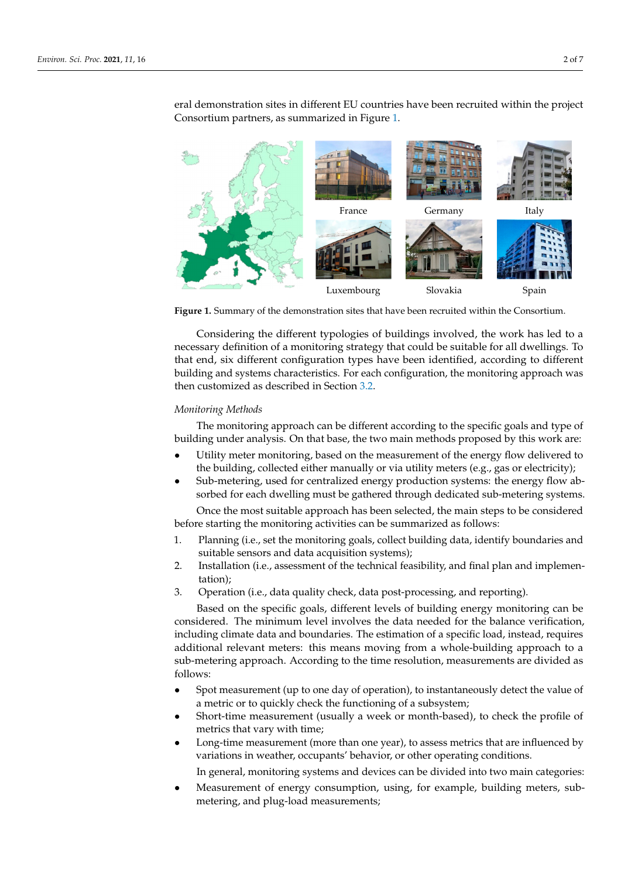eral demonstration sites in different EU countries have been recruited within the project Consortium partners, as summarized in Figure 1.

France Germany Italy

Luxembourg Slovakia Spain

**Figure 1.** Summary of the demonstration sites that have been recruited within the Consortium.

Considering the different typologies of buildings involved, the work has led to a necessary definition of a monitoring strategy that could be suitable for all dwellings. To that end, six different configuration types have been identified, according to different building and systems characteristics. For each configuration, the monitoring approach was then customized as described in Section 3.2.

*Monitoring Methods*

The monitoring approach can be different according to the specific goals and type of building under analysis. On that base, the two main methods proposed by this work are:

- Utility meter monitoring, based on the measurement of the energy flow delivered to the building, collected either manually or via utility meters (e.g., gas or electricity);
- Sub-metering, used for centralized energy production systems: the energy flow absorbed for each dwelling must be gathered through dedicated sub-metering systems.

Once the most suitable approach has been selected, the main steps to be considered before starting the monitoring activities can be summarized as follows:

1. Planning (i.e., set the monitoring goals, collect building data, identify boundaries and suitable sensors and data acquisition systems);
2. Installation (i.e., assessment of the technical feasibility, and final plan and implementation);
3. Operation (i.e., data quality check, data post-processing, and reporting).

Based on the specific goals, different levels of building energy monitoring can be considered. The minimum level involves the data needed for the balance verification, including climate data and boundaries. The estimation of a specific load, instead, requires additional relevant meters: this means moving from a whole-building approach to a sub-metering approach. According to the time resolution, measurements are divided as follows:

- Spot measurement (up to one day of operation), to instantaneously detect the value of a metric or to quickly check the functioning of a subsystem;
- Short-time measurement (usually a week or month-based), to check the profile of metrics that vary with time;
- Long-time measurement (more than one year), to assess metrics that are influenced by variations in weather, occupants' behavior, or other operating conditions.

In general, monitoring systems and devices can be divided into two main categories:

- Measurement of energy consumption, using, for example, building meters, sub-metering, and plug-load measurements;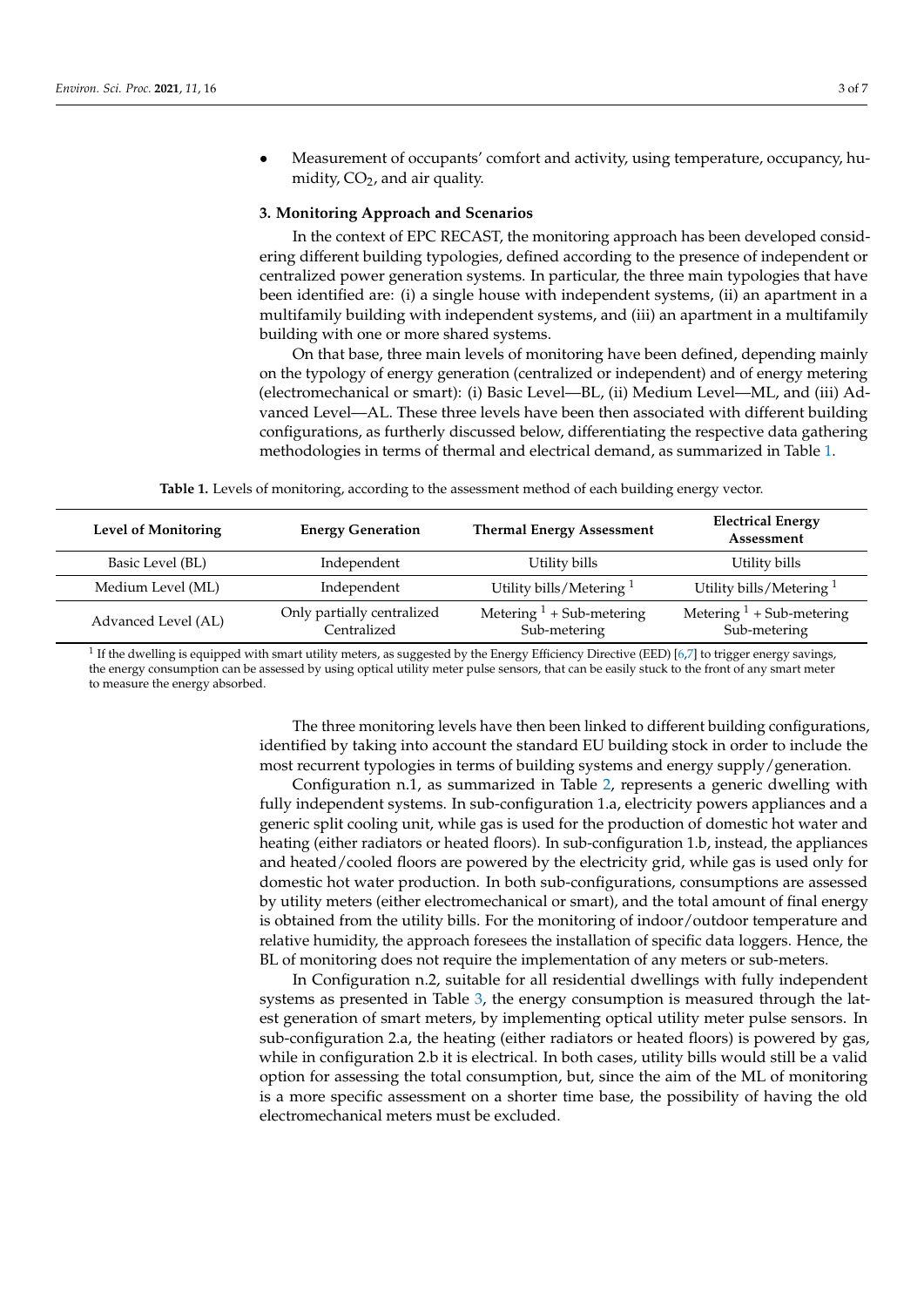- Measurement of occupants' comfort and activity, using temperature, occupancy, humidity, $CO_2$, and air quality.

### 3. Monitoring Approach and Scenarios

In the context of EPC RECAST, the monitoring approach has been developed considering different building typologies, defined according to the presence of independent or centralized power generation systems. In particular, the three main typologies that have been identified are: (i) a single house with independent systems, (ii) an apartment in a multifamily building with independent systems, and (iii) an apartment in a multifamily building with one or more shared systems.

On that base, three main levels of monitoring have been defined, depending mainly on the typology of energy generation (centralized or independent) and of energy metering (electromechanical or smart): (i) Basic Level—BL, (ii) Medium Level—ML, and (iii) Advanced Level—AL. These three levels have been then associated with different building configurations, as furtherly discussed below, differentiating the respective data gathering methodologies in terms of thermal and electrical demand, as summarized in Table 1.

**Table 1.** Levels of monitoring, according to the assessment method of each building energy vector.

| Level of Monitoring | Energy Generation | Thermal Energy Assessment | Electrical Energy Assessment |
|---|---|---|---|
| Basic Level (BL) | Independent | Utility bills | Utility bills |
| Medium Level (ML) | Independent | Utility bills/Metering [1] | Utility bills/Metering [1] |
| Advanced Level (AL) | Only partially centralized<br>Centralized | Metering [1] + Sub-metering<br>Sub-metering | Metering [1] + Sub-metering<br>Sub-metering |

[1] If the dwelling is equipped with smart utility meters, as suggested by the Energy Efficiency Directive (EED) [6,7] to trigger energy savings, the energy consumption can be assessed by using optical utility meter pulse sensors, that can be easily stuck to the front of any smart meter to measure the energy absorbed.

The three monitoring levels have then been linked to different building configurations, identified by taking into account the standard EU building stock in order to include the most recurrent typologies in terms of building systems and energy supply/generation.

Configuration n.1, as summarized in Table 2, represents a generic dwelling with fully independent systems. In sub-configuration 1.a, electricity powers appliances and a generic split cooling unit, while gas is used for the production of domestic hot water and heating (either radiators or heated floors). In sub-configuration 1.b, instead, the appliances and heated/cooled floors are powered by the electricity grid, while gas is used only for domestic hot water production. In both sub-configurations, consumptions are assessed by utility meters (either electromechanical or smart), and the total amount of final energy is obtained from the utility bills. For the monitoring of indoor/outdoor temperature and relative humidity, the approach foresees the installation of specific data loggers. Hence, the BL of monitoring does not require the implementation of any meters or sub-meters.

In Configuration n.2, suitable for all residential dwellings with fully independent systems as presented in Table 3, the energy consumption is measured through the latest generation of smart meters, by implementing optical utility meter pulse sensors. In sub-configuration 2.a, the heating (either radiators or heated floors) is powered by gas, while in configuration 2.b it is electrical. In both cases, utility bills would still be a valid option for assessing the total consumption, but, since the aim of the ML of monitoring is a more specific assessment on a shorter time base, the possibility of having the old electromechanical meters must be excluded.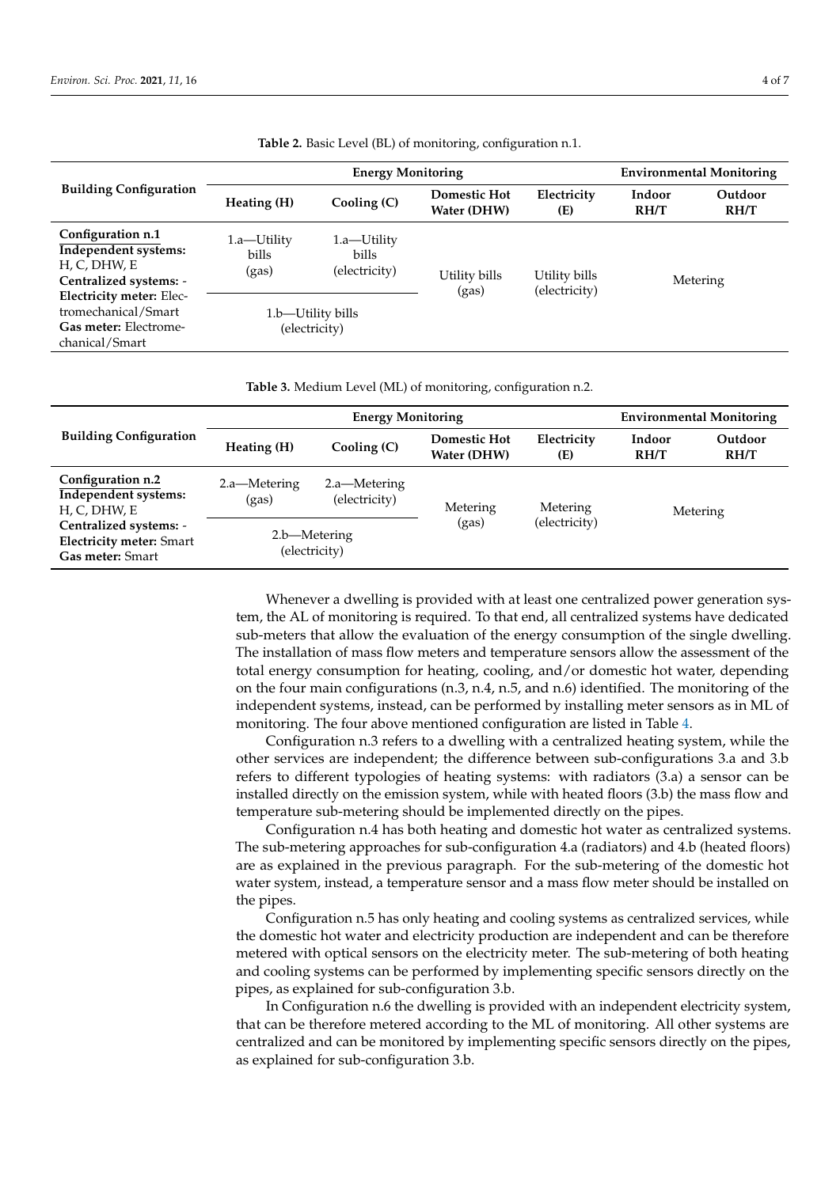**Table 2.** Basic Level (BL) of monitoring, configuration n.1.

| Building Configuration | Energy Monitoring | | | | Environmental Monitoring | |
|---|---|---|---|---|---|---|
| | Heating (H) | Cooling (C) | Domestic Hot Water (DHW) | Electricity (E) | Indoor RH/T | Outdoor RH/T |
| **Configuration n.1** <br> **Independent systems:** H, C, DHW, E <br> **Centralized systems:** - <br> **Electricity meter:** Electromechanical/Smart <br> **Gas meter:** Electromechanical/Smart | 1.a—Utility bills (gas) | 1.a—Utility bills (electricity) | Utility bills (gas) | Utility bills (electricity) | Metering | |
| | 1.b—Utility bills (electricity) | | | | | |

**Table 3.** Medium Level (ML) of monitoring, configuration n.2.

| Building Configuration | Energy Monitoring | | | | Environmental Monitoring | |
|---|---|---|---|---|---|---|
| | Heating (H) | Cooling (C) | Domestic Hot Water (DHW) | Electricity (E) | Indoor RH/T | Outdoor RH/T |
| **Configuration n.2** <br> **Independent systems:** H, C, DHW, E <br> **Centralized systems:** - <br> **Electricity meter:** Smart <br> **Gas meter:** Smart | 2.a—Metering (gas) | 2.a—Metering (electricity) | Metering (gas) | Metering (electricity) | Metering | |
| | 2.b—Metering (electricity) | | | | | |

Whenever a dwelling is provided with at least one centralized power generation system, the AL of monitoring is required. To that end, all centralized systems have dedicated sub-meters that allow the evaluation of the energy consumption of the single dwelling. The installation of mass flow meters and temperature sensors allow the assessment of the total energy consumption for heating, cooling, and/or domestic hot water, depending on the four main configurations (n.3, n.4, n.5, and n.6) identified. The monitoring of the independent systems, instead, can be performed by installing meter sensors as in ML of monitoring. The four above mentioned configuration are listed in Table 4.

Configuration n.3 refers to a dwelling with a centralized heating system, while the other services are independent; the difference between sub-configurations 3.a and 3.b refers to different typologies of heating systems: with radiators (3.a) a sensor can be installed directly on the emission system, while with heated floors (3.b) the mass flow and temperature sub-metering should be implemented directly on the pipes.

Configuration n.4 has both heating and domestic hot water as centralized systems. The sub-metering approaches for sub-configuration 4.a (radiators) and 4.b (heated floors) are as explained in the previous paragraph. For the sub-metering of the domestic hot water system, instead, a temperature sensor and a mass flow meter should be installed on the pipes.

Configuration n.5 has only heating and cooling systems as centralized services, while the domestic hot water and electricity production are independent and can be therefore metered with optical sensors on the electricity meter. The sub-metering of both heating and cooling systems can be performed by implementing specific sensors directly on the pipes, as explained for sub-configuration 3.b.

In Configuration n.6 the dwelling is provided with an independent electricity system, that can be therefore metered according to the ML of monitoring. All other systems are centralized and can be monitored by implementing specific sensors directly on the pipes, as explained for sub-configuration 3.b.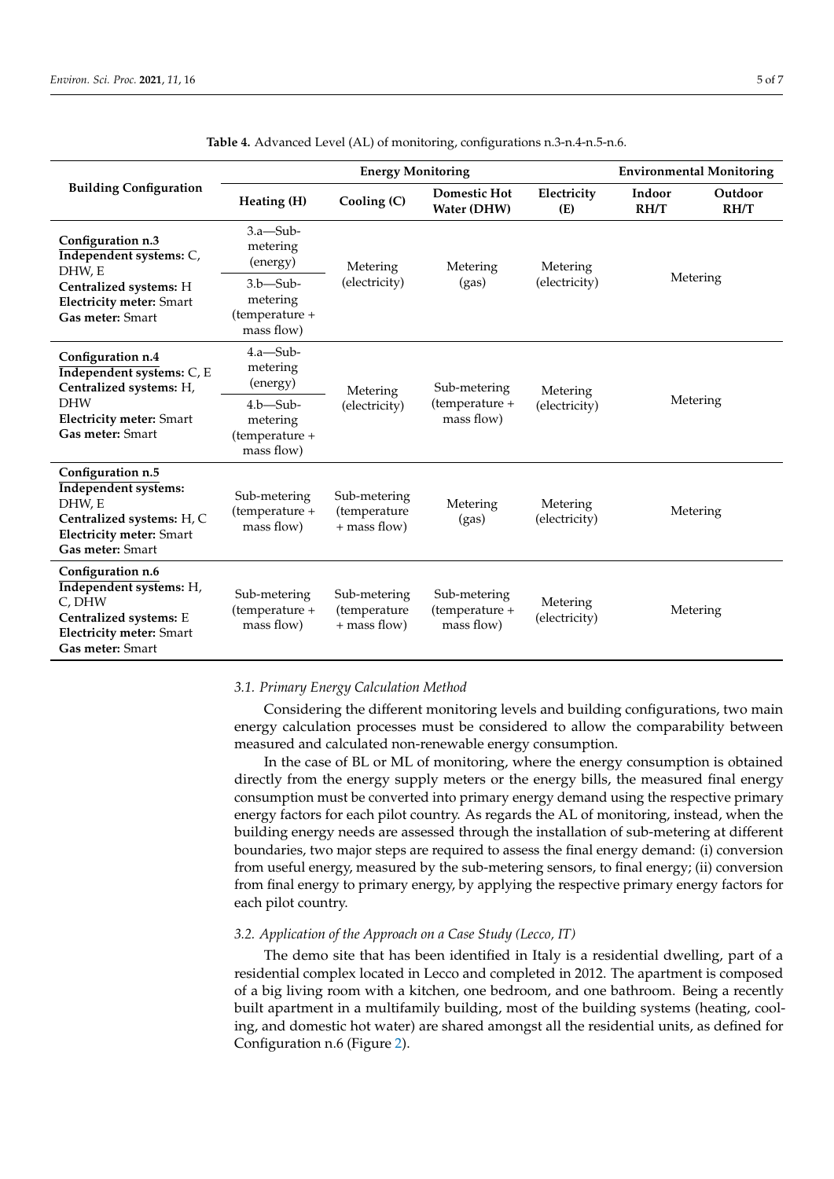**Table 4.** Advanced Level (AL) of monitoring, configurations n.3-n.4-n.5-n.6.

| Building Configuration | Energy Monitoring | | | | Environmental Monitoring | |
|---|---|---|---|---|---|---|
| | Heating (H) | Cooling (C) | Domestic Hot Water (DHW) | Electricity (E) | Indoor RH/T | Outdoor RH/T |
| **Configuration n.3** **Independent systems:** C, DHW, E **Centralized systems:** H **Electricity meter:** Smart **Gas meter:** Smart | 3.a—Sub-metering (energy) / 3.b—Sub-metering (temperature + mass flow) | Metering (electricity) | Metering (gas) | Metering (electricity) | Metering | |
| **Configuration n.4** **Independent systems:** C, E **Centralized systems:** H, DHW **Electricity meter:** Smart **Gas meter:** Smart | 4.a—Sub-metering (energy) / 4.b—Sub-metering (temperature + mass flow) | Metering (electricity) | Sub-metering (temperature + mass flow) | Metering (electricity) | Metering | |
| **Configuration n.5** **Independent systems:** DHW, E **Centralized systems:** H, C **Electricity meter:** Smart **Gas meter:** Smart | Sub-metering (temperature + mass flow) | Sub-metering (temperature + mass flow) | Metering (gas) | Metering (electricity) | Metering | |
| **Configuration n.6** **Independent systems:** H, C, DHW **Centralized systems:** E **Electricity meter:** Smart **Gas meter:** Smart | Sub-metering (temperature + mass flow) | Sub-metering (temperature + mass flow) | Sub-metering (temperature + mass flow) | Metering (electricity) | Metering | |

### *3.1. Primary Energy Calculation Method*

Considering the different monitoring levels and building configurations, two main energy calculation processes must be considered to allow the comparability between measured and calculated non-renewable energy consumption.

In the case of BL or ML of monitoring, where the energy consumption is obtained directly from the energy supply meters or the energy bills, the measured final energy consumption must be converted into primary energy demand using the respective primary energy factors for each pilot country. As regards the AL of monitoring, instead, when the building energy needs are assessed through the installation of sub-metering at different boundaries, two major steps are required to assess the final energy demand: (i) conversion from useful energy, measured by the sub-metering sensors, to final energy; (ii) conversion from final energy to primary energy, by applying the respective primary energy factors for each pilot country.

### *3.2. Application of the Approach on a Case Study (Lecco, IT)*

The demo site that has been identified in Italy is a residential dwelling, part of a residential complex located in Lecco and completed in 2012. The apartment is composed of a big living room with a kitchen, one bedroom, and one bathroom. Being a recently built apartment in a multifamily building, most of the building systems (heating, cooling, and domestic hot water) are shared amongst all the residential units, as defined for Configuration n.6 (Figure 2).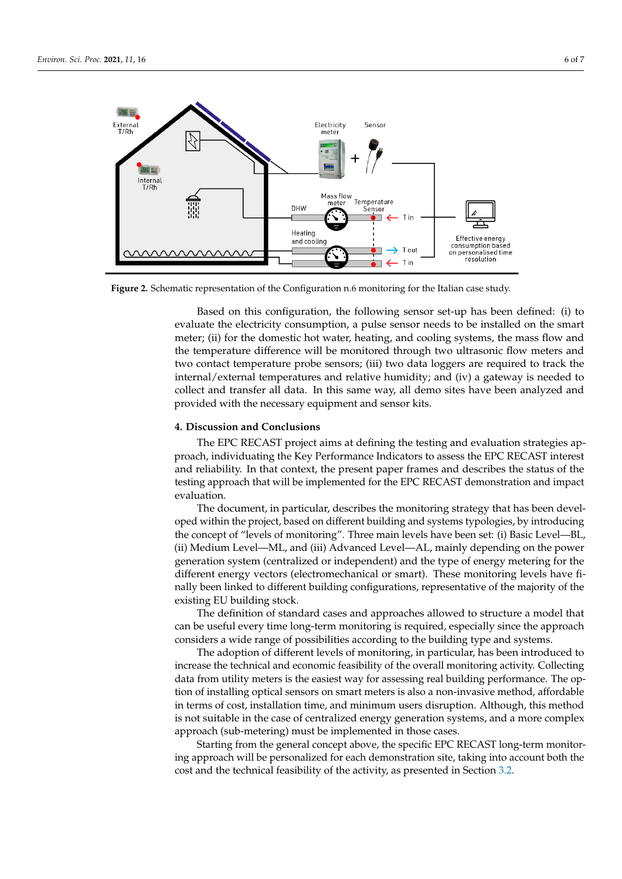**Figure 2.** Schematic representation of the Configuration n.6 monitoring for the Italian case study.

Based on this configuration, the following sensor set-up has been defined: (i) to evaluate the electricity consumption, a pulse sensor needs to be installed on the smart meter; (ii) for the domestic hot water, heating, and cooling systems, the mass flow and the temperature difference will be monitored through two ultrasonic flow meters and two contact temperature probe sensors; (iii) two data loggers are required to track the internal/external temperatures and relative humidity; and (iv) a gateway is needed to collect and transfer all data. In this same way, all demo sites have been analyzed and provided with the necessary equipment and sensor kits.

## 4. Discussion and Conclusions

The EPC RECAST project aims at defining the testing and evaluation strategies approach, individuating the Key Performance Indicators to assess the EPC RECAST interest and reliability. In that context, the present paper frames and describes the status of the testing approach that will be implemented for the EPC RECAST demonstration and impact evaluation.

The document, in particular, describes the monitoring strategy that has been developed within the project, based on different building and systems typologies, by introducing the concept of "levels of monitoring". Three main levels have been set: (i) Basic Level—BL, (ii) Medium Level—ML, and (iii) Advanced Level—AL, mainly depending on the power generation system (centralized or independent) and the type of energy metering for the different energy vectors (electromechanical or smart). These monitoring levels have finally been linked to different building configurations, representative of the majority of the existing EU building stock.

The definition of standard cases and approaches allowed to structure a model that can be useful every time long-term monitoring is required, especially since the approach considers a wide range of possibilities according to the building type and systems.

The adoption of different levels of monitoring, in particular, has been introduced to increase the technical and economic feasibility of the overall monitoring activity. Collecting data from utility meters is the easiest way for assessing real building performance. The option of installing optical sensors on smart meters is also a non-invasive method, affordable in terms of cost, installation time, and minimum users disruption. Although, this method is not suitable in the case of centralized energy generation systems, and a more complex approach (sub-metering) must be implemented in those cases.

Starting from the general concept above, the specific EPC RECAST long-term monitoring approach will be personalized for each demonstration site, taking into account both the cost and the technical feasibility of the activity, as presented in Section 3.2.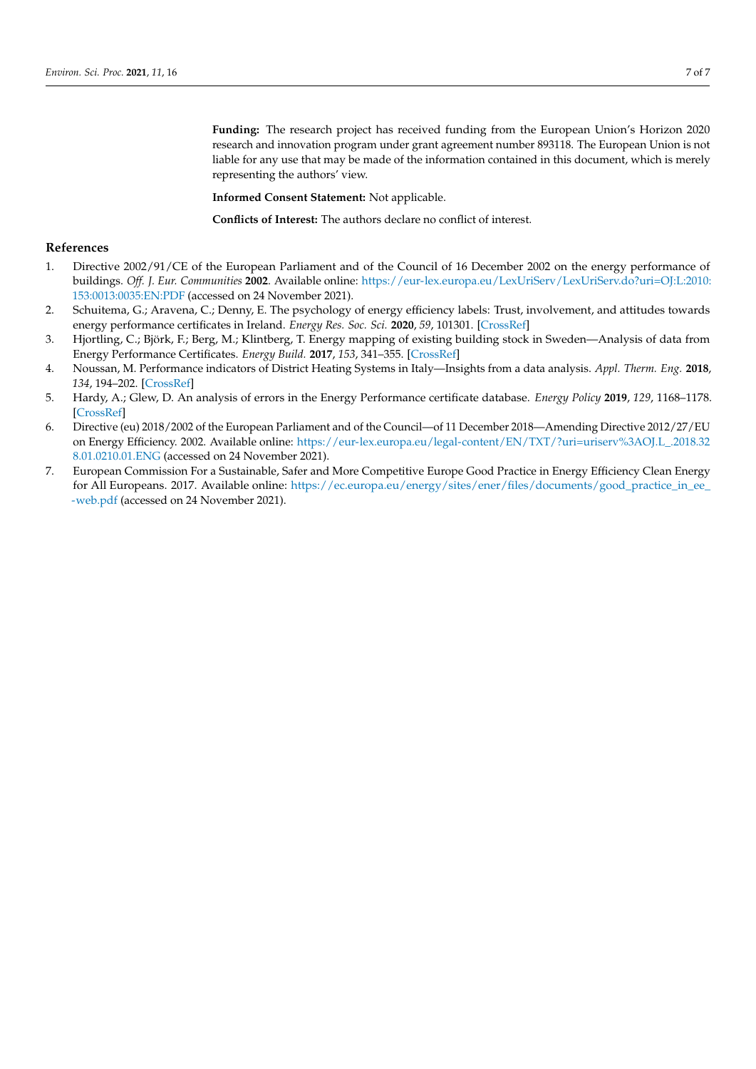**Funding:** The research project has received funding from the European Union's Horizon 2020 research and innovation program under grant agreement number 893118. The European Union is not liable for any use that may be made of the information contained in this document, which is merely representing the authors' view.

**Informed Consent Statement:** Not applicable.

**Conflicts of Interest:** The authors declare no conflict of interest.

## References

1. Directive 2002/91/CE of the European Parliament and of the Council of 16 December 2002 on the energy performance of buildings. *Off. J. Eur. Communities* **2002**. Available online: https://eur-lex.europa.eu/LexUriServ/LexUriServ.do?uri=OJ:L:2010:153:0013:0035:EN:PDF (accessed on 24 November 2021).
2. Schuitema, G.; Aravena, C.; Denny, E. The psychology of energy efficiency labels: Trust, involvement, and attitudes towards energy performance certificates in Ireland. *Energy Res. Soc. Sci.* **2020**, *59*, 101301. [CrossRef]
3. Hjortling, C.; Björk, F.; Berg, M.; Klintberg, T. Energy mapping of existing building stock in Sweden—Analysis of data from Energy Performance Certificates. *Energy Build.* **2017**, *153*, 341–355. [CrossRef]
4. Noussan, M. Performance indicators of District Heating Systems in Italy—Insights from a data analysis. *Appl. Therm. Eng.* **2018**, *134*, 194–202. [CrossRef]
5. Hardy, A.; Glew, D. An analysis of errors in the Energy Performance certificate database. *Energy Policy* **2019**, *129*, 1168–1178. [CrossRef]
6. Directive (eu) 2018/2002 of the European Parliament and of the Council—of 11 December 2018—Amending Directive 2012/27/EU on Energy Efficiency. 2002. Available online: https://eur-lex.europa.eu/legal-content/EN/TXT/?uri=uriserv%3AOJ.L_.2018.328.01.0210.01.ENG (accessed on 24 November 2021).
7. European Commission For a Sustainable, Safer and More Competitive Europe Good Practice in Energy Efficiency Clean Energy for All Europeans. 2017. Available online: https://ec.europa.eu/energy/sites/ener/files/documents/good_practice_in_ee_-web.pdf (accessed on 24 November 2021).